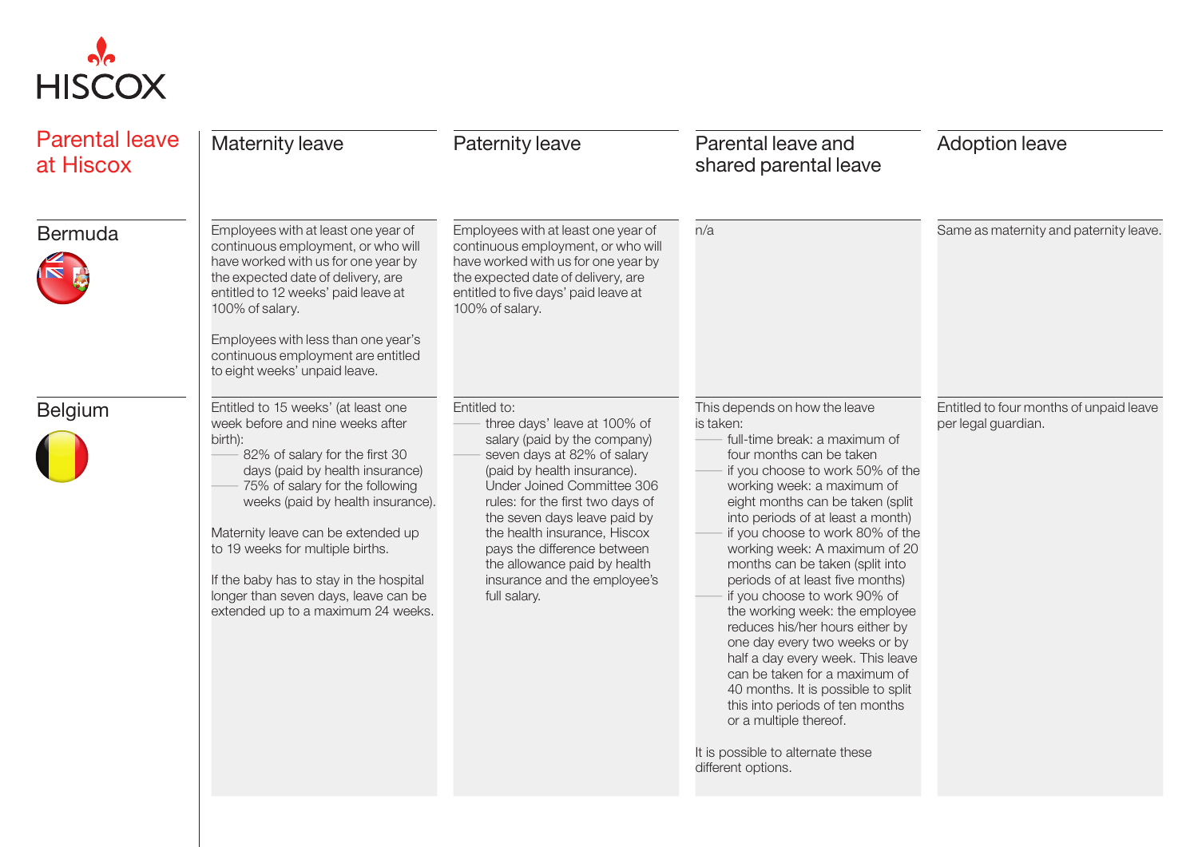# Parental leave at Hiscox

| | Maternity leave | Paternity leave | Parental leave and shared parental leave | Adoption leave |
|---|---|---|---|---|
| **Bermuda** | Employees with at least one year of continuous employment, or who will have worked with us for one year by the expected date of delivery, are entitled to 12 weeks' paid leave at 100% of salary.<br><br>Employees with less than one year's continuous employment are entitled to eight weeks' unpaid leave. | Employees with at least one year of continuous employment, or who will have worked with us for one year by the expected date of delivery, are entitled to five days' paid leave at 100% of salary. | n/a | Same as maternity and paternity leave. |
| **Belgium** | Entitled to 15 weeks' (at least one week before and nine weeks after birth):<br>- 82% of salary for the first 30 days (paid by health insurance)<br>- 75% of salary for the following weeks (paid by health insurance).<br><br>Maternity leave can be extended up to 19 weeks for multiple births.<br><br>If the baby has to stay in the hospital longer than seven days, leave can be extended up to a maximum 24 weeks. | Entitled to:<br>- three days' leave at 100% of salary (paid by the company)<br>- seven days at 82% of salary (paid by health insurance). Under Joined Committee 306 rules: for the first two days of the seven days leave paid by the health insurance, Hiscox pays the difference between the allowance paid by health insurance and the employee's full salary. | This depends on how the leave is taken:<br>- full-time break: a maximum of four months can be taken<br>- if you choose to work 50% of the working week: a maximum of eight months can be taken (split into periods of at least a month)<br>- if you choose to work 80% of the working week: A maximum of 20 months can be taken (split into periods of at least five months)<br>- if you choose to work 90% of the working week: the employee reduces his/her hours either by one day every two weeks or by half a day every week. This leave can be taken for a maximum of 40 months. It is possible to split this into periods of ten months or a multiple thereof.<br><br>It is possible to alternate these different options. | Entitled to four months of unpaid leave per legal guardian. |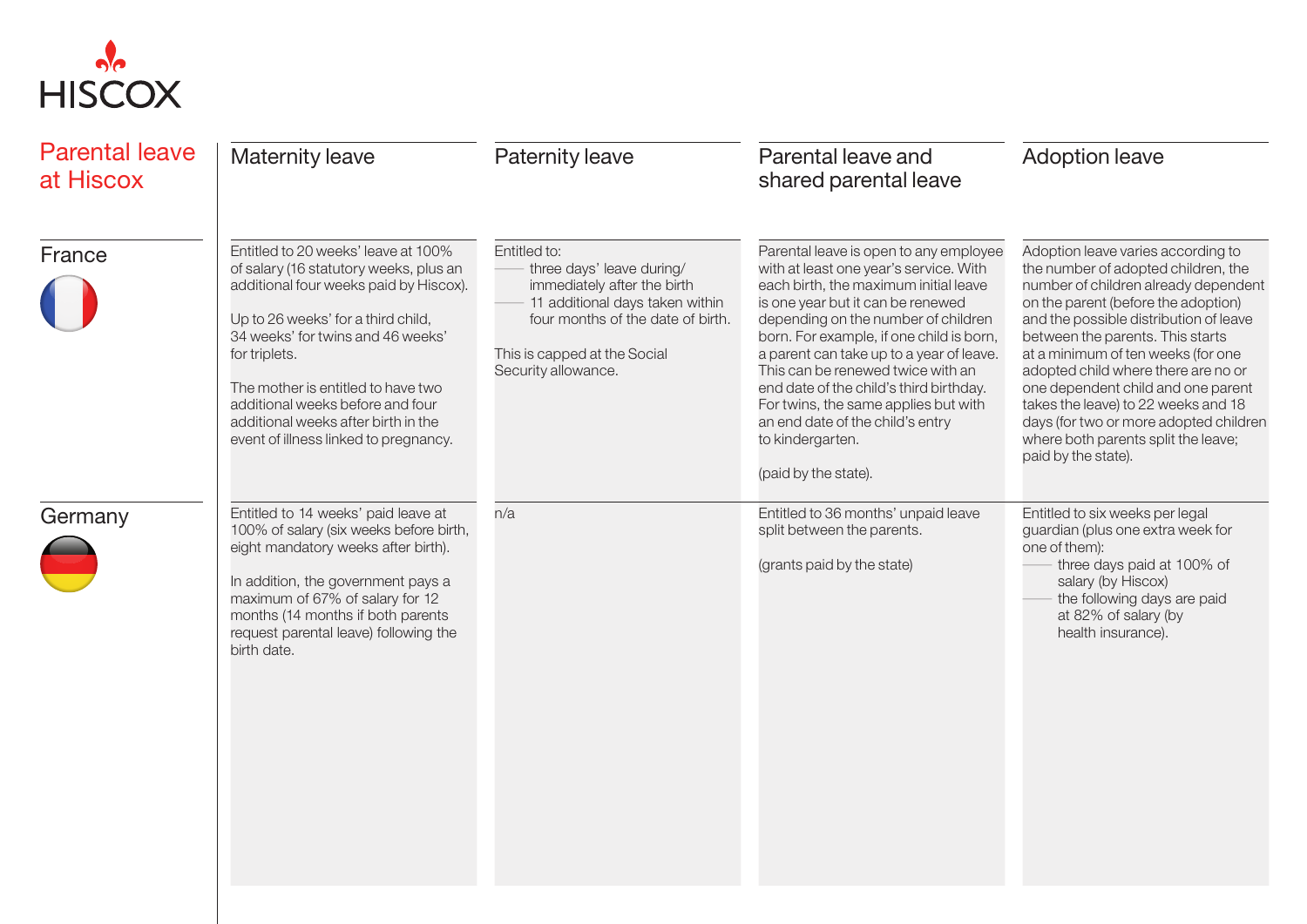# Parental leave at Hiscox

| | Maternity leave | Paternity leave | Parental leave and shared parental leave | Adoption leave |
|---|---|---|---|---|
| **France** | Entitled to 20 weeks' leave at 100% of salary (16 statutory weeks, plus an additional four weeks paid by Hiscox).<br><br>Up to 26 weeks' for a third child, 34 weeks' for twins and 46 weeks' for triplets.<br><br>The mother is entitled to have two additional weeks before and four additional weeks after birth in the event of illness linked to pregnancy. | Entitled to:<br>— three days' leave during/immediately after the birth<br>— 11 additional days taken within four months of the date of birth.<br><br>This is capped at the Social Security allowance. | Parental leave is open to any employee with at least one year's service. With each birth, the maximum initial leave is one year but it can be renewed depending on the number of children born. For example, if one child is born, a parent can take up to a year of leave. This can be renewed twice with an end date of the child's third birthday. For twins, the same applies but with an end date of the child's entry to kindergarten.<br><br>(paid by the state). | Adoption leave varies according to the number of adopted children, the number of children already dependent on the parent (before the adoption) and the possible distribution of leave between the parents. This starts at a minimum of ten weeks (for one adopted child where there are no or one dependent child and one parent takes the leave) to 22 weeks and 18 days (for two or more adopted children where both parents split the leave; paid by the state). |
| **Germany** | Entitled to 14 weeks' paid leave at 100% of salary (six weeks before birth, eight mandatory weeks after birth).<br><br>In addition, the government pays a maximum of 67% of salary for 12 months (14 months if both parents request parental leave) following the birth date. | n/a | Entitled to 36 months' unpaid leave split between the parents.<br><br>(grants paid by the state) | Entitled to six weeks per legal guardian (plus one extra week for one of them):<br>— three days paid at 100% of salary (by Hiscox)<br>— the following days are paid at 82% of salary (by health insurance). |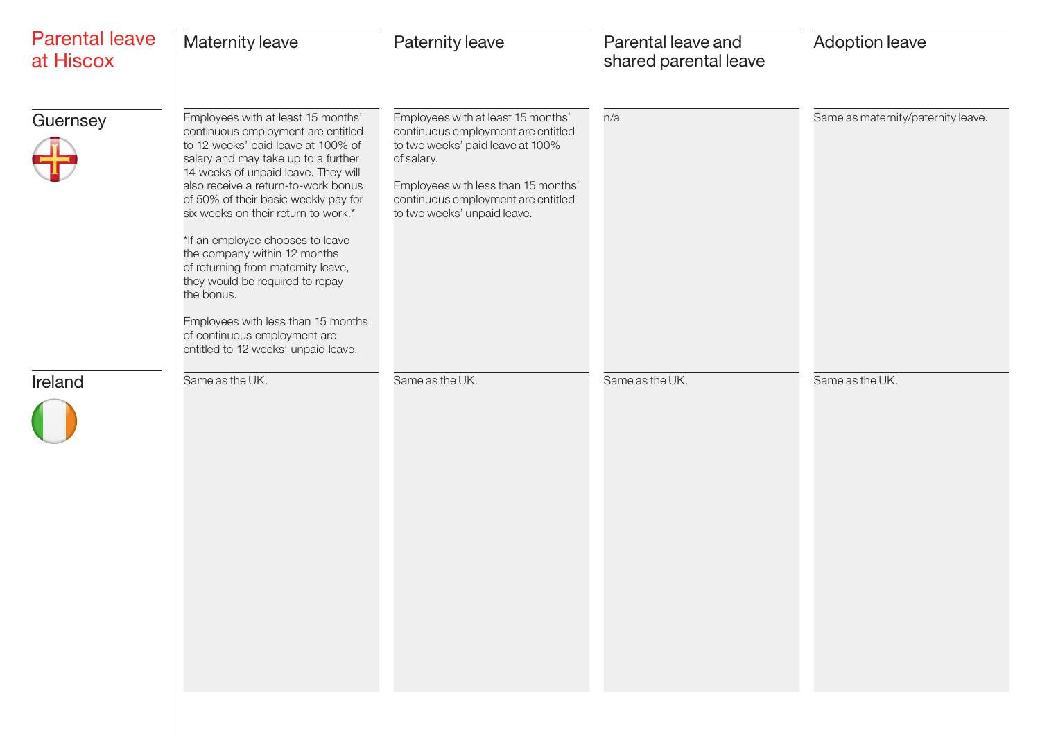# Parental leave at Hiscox

| | Maternity leave | Paternity leave | Parental leave and shared parental leave | Adoption leave |
|---|---|---|---|---|
| Guernsey | Employees with at least 15 months' continuous employment are entitled to 12 weeks' paid leave at 100% of salary and may take up to a further 14 weeks of unpaid leave. They will also receive a return-to-work bonus of 50% of their basic weekly pay for six weeks on their return to work.*<br><br>*If an employee chooses to leave the company within 12 months of returning from maternity leave, they would be required to repay the bonus.<br><br>Employees with less than 15 months of continuous employment are entitled to 12 weeks' unpaid leave. | Employees with at least 15 months' continuous employment are entitled to two weeks' paid leave at 100% of salary.<br><br>Employees with less than 15 months' continuous employment are entitled to two weeks' unpaid leave. | n/a | Same as maternity/paternity leave. |
| Ireland | Same as the UK. | Same as the UK. | Same as the UK. | Same as the UK. |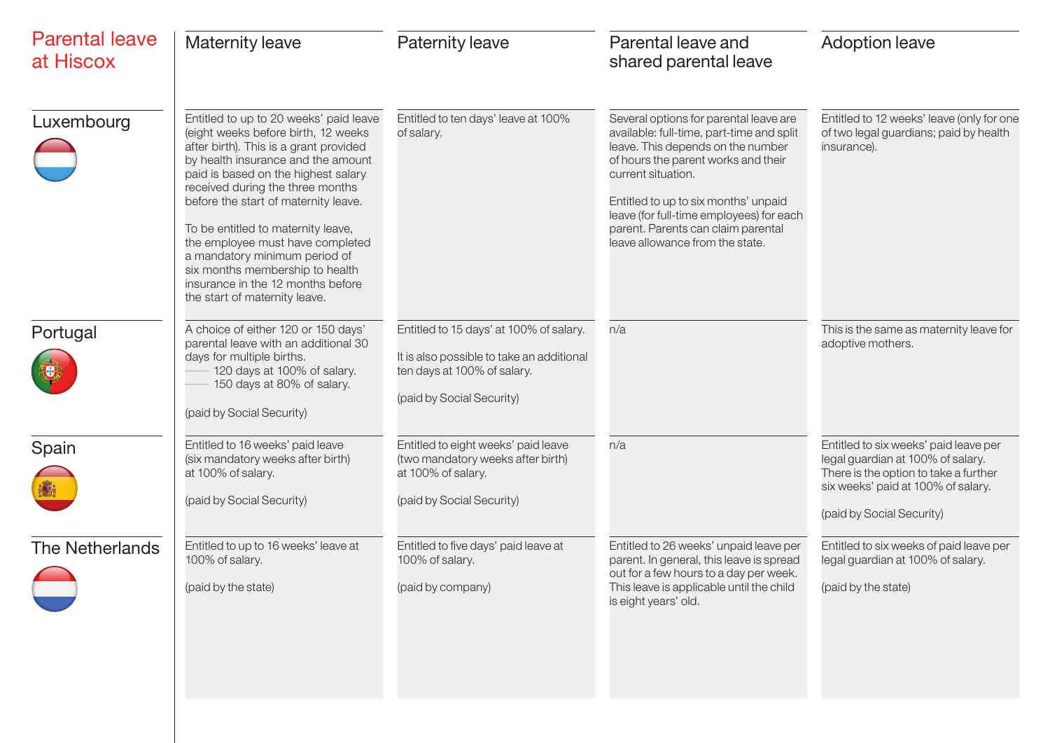# Parental leave at Hiscox

| | Maternity leave | Paternity leave | Parental leave and shared parental leave | Adoption leave |
|---|---|---|---|---|
| **Luxembourg** | Entitled to up to 20 weeks' paid leave (eight weeks before birth, 12 weeks after birth). This is a grant provided by health insurance and the amount paid is based on the highest salary received during the three months before the start of maternity leave.<br><br>To be entitled to maternity leave, the employee must have completed a mandatory minimum period of six months membership to health insurance in the 12 months before the start of maternity leave. | Entitled to ten days' leave at 100% of salary. | Several options for parental leave are available: full-time, part-time and split leave. This depends on the number of hours the parent works and their current situation.<br><br>Entitled to up to six months' unpaid leave (for full-time employees) for each parent. Parents can claim parental leave allowance from the state. | Entitled to 12 weeks' leave (only for one of two legal guardians; paid by health insurance). |
| **Portugal** | A choice of either 120 or 150 days' parental leave with an additional 30 days for multiple births.<br>– 120 days at 100% of salary.<br>– 150 days at 80% of salary.<br><br>(paid by Social Security) | Entitled to 15 days' at 100% of salary.<br><br>It is also possible to take an additional ten days at 100% of salary.<br><br>(paid by Social Security) | n/a | This is the same as maternity leave for adoptive mothers. |
| **Spain** | Entitled to 16 weeks' paid leave (six mandatory weeks after birth) at 100% of salary.<br><br>(paid by Social Security) | Entitled to eight weeks' paid leave (two mandatory weeks after birth) at 100% of salary.<br><br>(paid by Social Security) | n/a | Entitled to six weeks' paid leave per legal guardian at 100% of salary. There is the option to take a further six weeks' paid at 100% of salary.<br><br>(paid by Social Security) |
| **The Netherlands** | Entitled to up to 16 weeks' leave at 100% of salary.<br><br>(paid by the state) | Entitled to five days' paid leave at 100% of salary.<br><br>(paid by company) | Entitled to 26 weeks' unpaid leave per parent. In general, this leave is spread out for a few hours to a day per week. This leave is applicable until the child is eight years' old. | Entitled to six weeks of paid leave per legal guardian at 100% of salary.<br><br>(paid by the state) |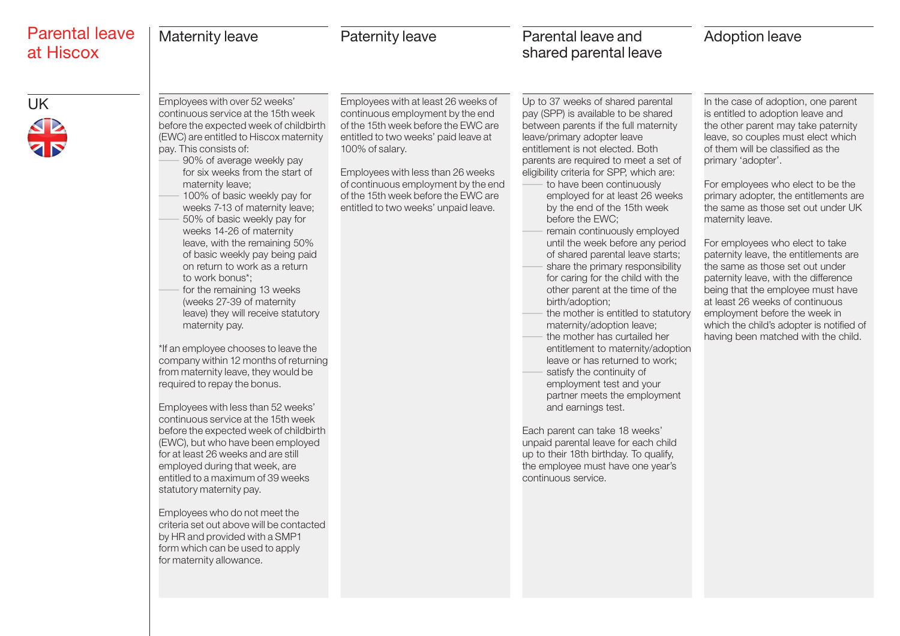# Parental leave at Hiscox

## UK

### Maternity leave

Employees with over 52 weeks' continuous service at the 15th week before the expected week of childbirth (EWC) are entitled to Hiscox maternity pay. This consists of:

- 90% of average weekly pay for six weeks from the start of maternity leave;
- 100% of basic weekly pay for weeks 7-13 of maternity leave;
- 50% of basic weekly pay for weeks 14-26 of maternity leave, with the remaining 50% of basic weekly pay being paid on return to work as a return to work bonus*;
- for the remaining 13 weeks (weeks 27-39 of maternity leave) they will receive statutory maternity pay.

*If an employee chooses to leave the company within 12 months of returning from maternity leave, they would be required to repay the bonus.

Employees with less than 52 weeks' continuous service at the 15th week before the expected week of childbirth (EWC), but who have been employed for at least 26 weeks and are still employed during that week, are entitled to a maximum of 39 weeks statutory maternity pay.

Employees who do not meet the criteria set out above will be contacted by HR and provided with a SMP1 form which can be used to apply for maternity allowance.

### Paternity leave

Employees with at least 26 weeks of continuous employment by the end of the 15th week before the EWC are entitled to two weeks' paid leave at 100% of salary.

Employees with less than 26 weeks of continuous employment by the end of the 15th week before the EWC are entitled to two weeks' unpaid leave.

### Parental leave and shared parental leave

Up to 37 weeks of shared parental pay (SPP) is available to be shared between parents if the full maternity leave/primary adopter leave entitlement is not elected. Both parents are required to meet a set of eligibility criteria for SPP, which are:

- to have been continuously employed for at least 26 weeks by the end of the 15th week before the EWC;
- remain continuously employed until the week before any period of shared parental leave starts;
- share the primary responsibility for caring for the child with the other parent at the time of the birth/adoption;
- the mother is entitled to statutory maternity/adoption leave;
- the mother has curtailed her entitlement to maternity/adoption leave or has returned to work;
- satisfy the continuity of employment test and your partner meets the employment and earnings test.

Each parent can take 18 weeks' unpaid parental leave for each child up to their 18th birthday. To qualify, the employee must have one year's continuous service.

### Adoption leave

In the case of adoption, one parent is entitled to adoption leave and the other parent may take paternity leave, so couples must elect which of them will be classified as the primary 'adopter'.

For employees who elect to be the primary adopter, the entitlements are the same as those set out under UK maternity leave.

For employees who elect to take paternity leave, the entitlements are the same as those set out under paternity leave, with the difference being that the employee must have at least 26 weeks of continuous employment before the week in which the child's adopter is notified of having been matched with the child.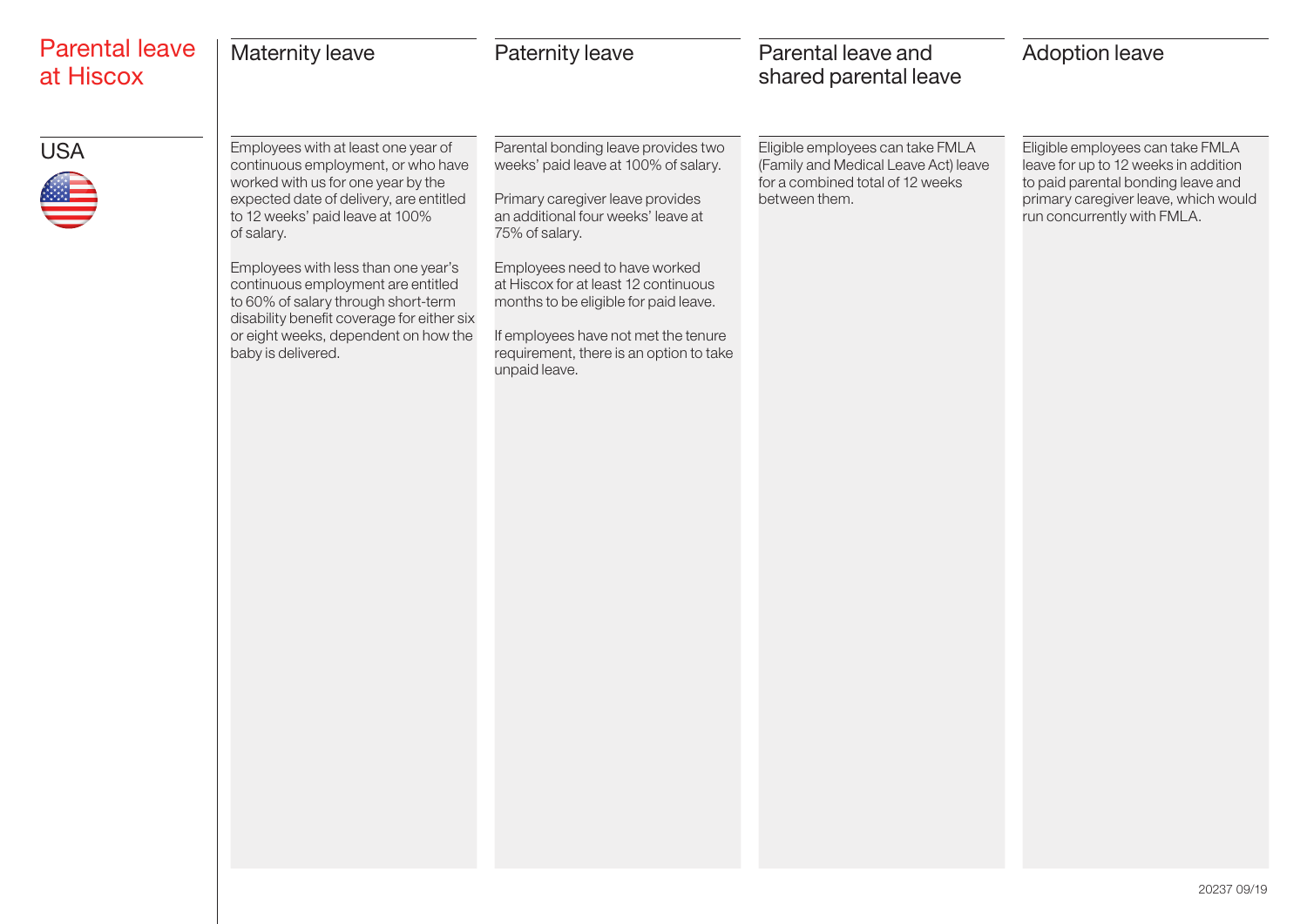# Parental leave at Hiscox

| | Maternity leave | Paternity leave | Parental leave and shared parental leave | Adoption leave |
|---|---|---|---|---|
| USA | Employees with at least one year of continuous employment, or who have worked with us for one year by the expected date of delivery, are entitled to 12 weeks' paid leave at 100% of salary.<br><br>Employees with less than one year's continuous employment are entitled to 60% of salary through short-term disability benefit coverage for either six or eight weeks, dependent on how the baby is delivered. | Parental bonding leave provides two weeks' paid leave at 100% of salary.<br><br>Primary caregiver leave provides an additional four weeks' leave at 75% of salary.<br><br>Employees need to have worked at Hiscox for at least 12 continuous months to be eligible for paid leave.<br><br>If employees have not met the tenure requirement, there is an option to take unpaid leave. | Eligible employees can take FMLA (Family and Medical Leave Act) leave for a combined total of 12 weeks between them. | Eligible employees can take FMLA leave for up to 12 weeks in addition to paid parental bonding leave and primary caregiver leave, which would run concurrently with FMLA. |

20237 09/19